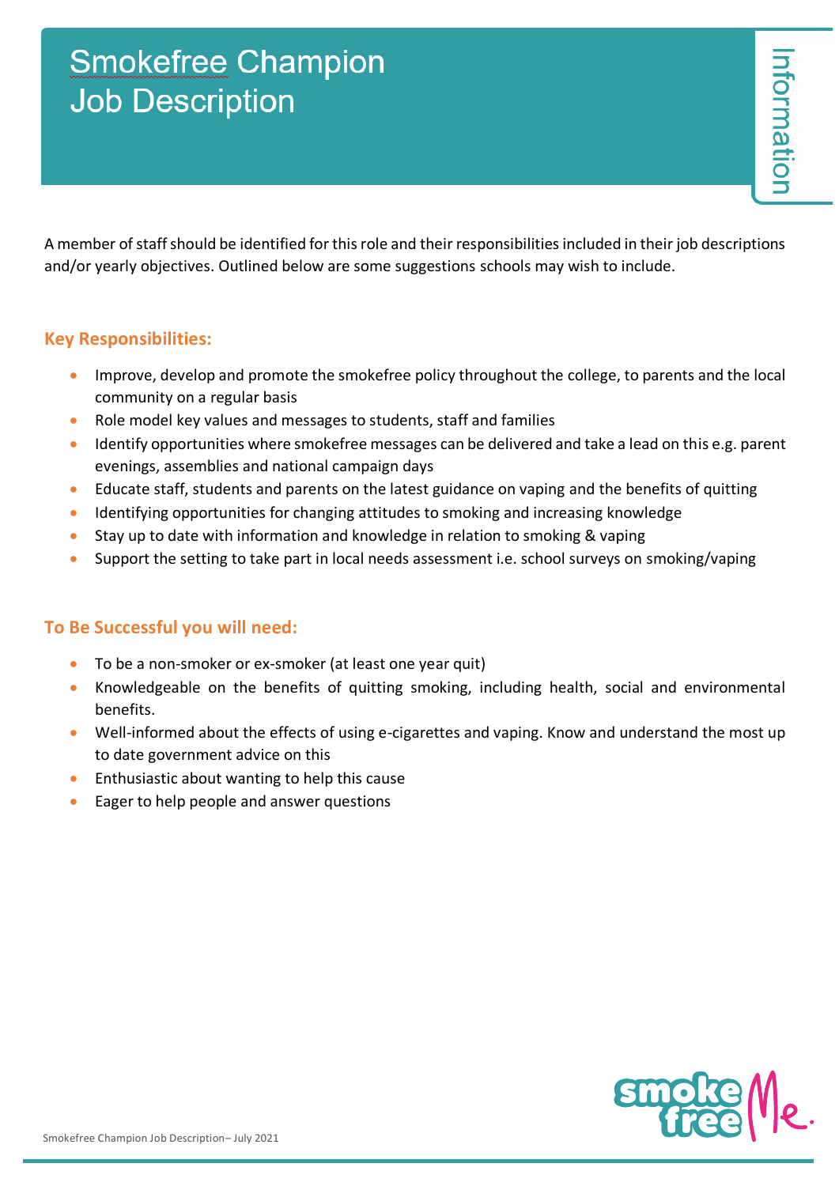# Smokefree Champion Job Description

Information

A member of staff should be identified for this role and their responsibilities included in their job descriptions and/or yearly objectives. Outlined below are some suggestions schools may wish to include.

## Key Responsibilities:

- Improve, develop and promote the smokefree policy throughout the college, to parents and the local community on a regular basis
- Role model key values and messages to students, staff and families
- Identify opportunities where smokefree messages can be delivered and take a lead on this e.g. parent evenings, assemblies and national campaign days
- Educate staff, students and parents on the latest guidance on vaping and the benefits of quitting
- Identifying opportunities for changing attitudes to smoking and increasing knowledge
- Stay up to date with information and knowledge in relation to smoking & vaping
- Support the setting to take part in local needs assessment i.e. school surveys on smoking/vaping

## To Be Successful you will need:

- To be a non-smoker or ex-smoker (at least one year quit)
- Knowledgeable on the benefits of quitting smoking, including health, social and environmental benefits.
- Well-informed about the effects of using e-cigarettes and vaping. Know and understand the most up to date government advice on this
- Enthusiastic about wanting to help this cause
- Eager to help people and answer questions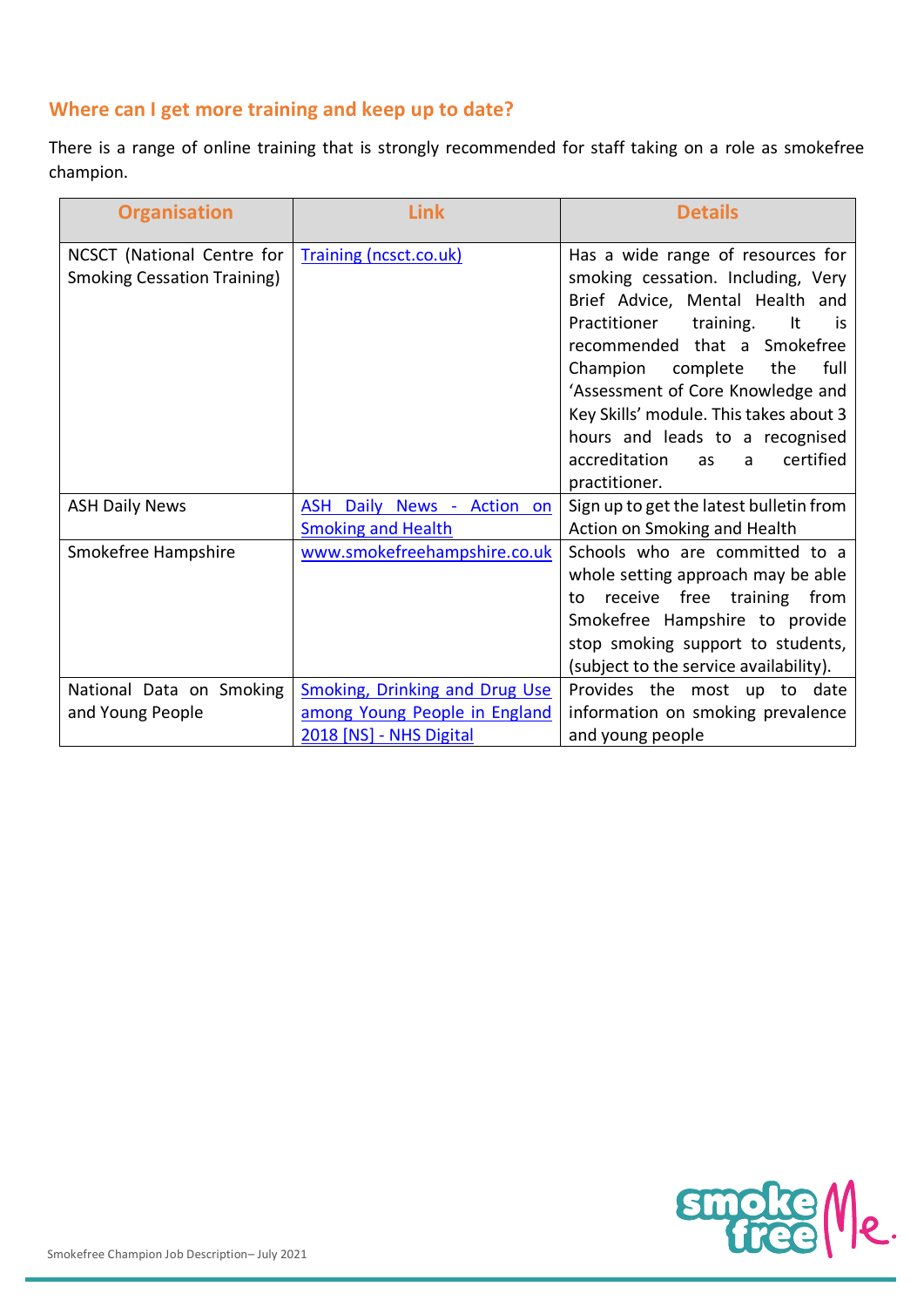## Where can I get more training and keep up to date?

There is a range of online training that is strongly recommended for staff taking on a role as smokefree champion.

| Organisation | Link | Details |
|---|---|---|
| NCSCT (National Centre for Smoking Cessation Training) | [Training (ncsct.co.uk)]() | Has a wide range of resources for smoking cessation. Including, Very Brief Advice, Mental Health and Practitioner training. It is recommended that a Smokefree Champion complete the full 'Assessment of Core Knowledge and Key Skills' module. This takes about 3 hours and leads to a recognised accreditation as a certified practitioner. |
| ASH Daily News | [ASH Daily News - Action on Smoking and Health]() | Sign up to get the latest bulletin from Action on Smoking and Health |
| Smokefree Hampshire | [www.smokefreehampshire.co.uk]() | Schools who are committed to a whole setting approach may be able to receive free training from Smokefree Hampshire to provide stop smoking support to students, (subject to the service availability). |
| National Data on Smoking and Young People | [Smoking, Drinking and Drug Use among Young People in England 2018 [NS] - NHS Digital]() | Provides the most up to date information on smoking prevalence and young people |